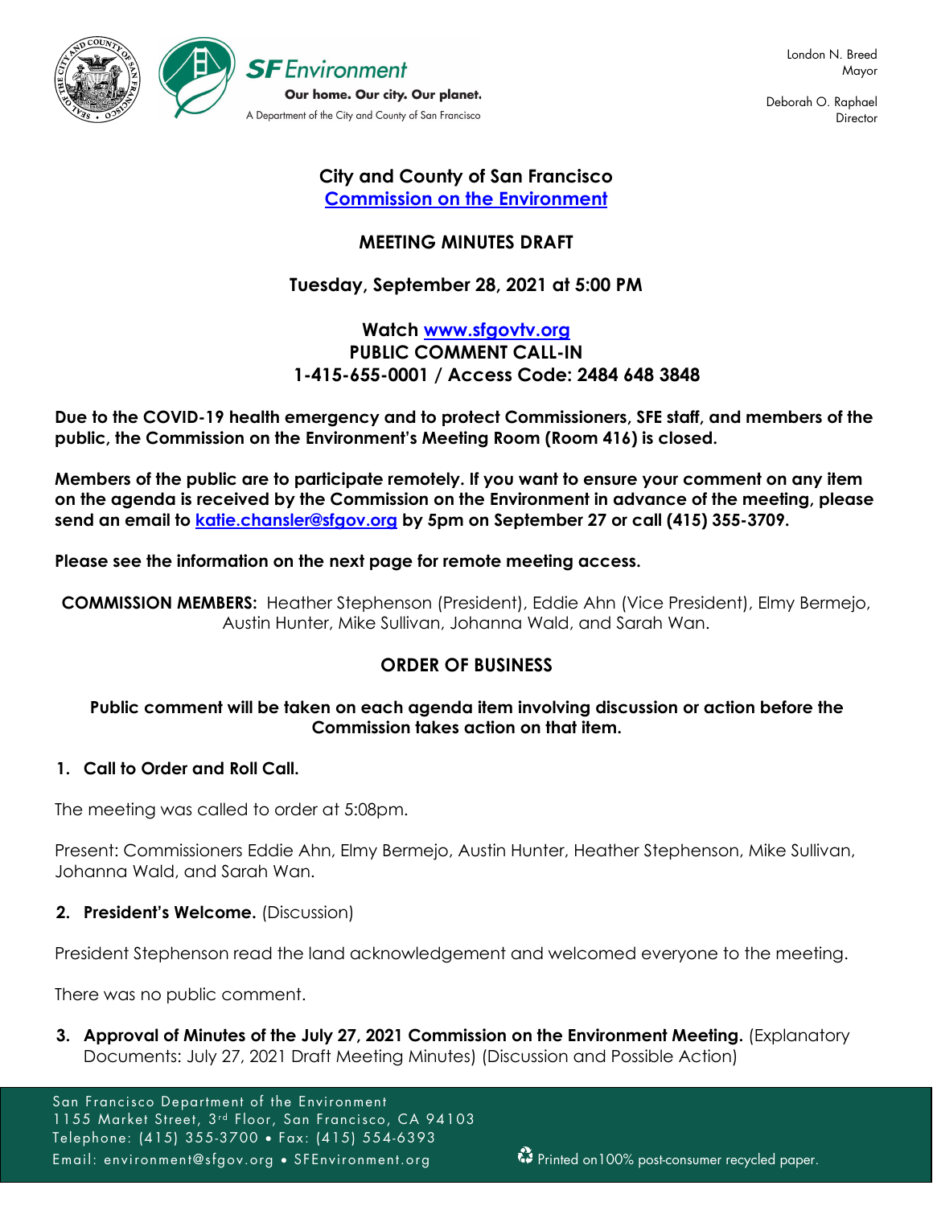London N. Breed
Mayor

Deborah O. Raphael
Director

SF Environment
Our home. Our city. Our planet.
A Department of the City and County of San Francisco

# City and County of San Francisco
## [Commission on the Environment](#)

## MEETING MINUTES DRAFT

## Tuesday, September 28, 2021 at 5:00 PM

**Watch [www.sfgovtv.org](http://www.sfgovtv.org)**
**PUBLIC COMMENT CALL-IN**
**1-415-655-0001 / Access Code: 2484 648 3848**

**Due to the COVID-19 health emergency and to protect Commissioners, SFE staff, and members of the public, the Commission on the Environment's Meeting Room (Room 416) is closed.**

**Members of the public are to participate remotely. If you want to ensure your comment on any item on the agenda is received by the Commission on the Environment in advance of the meeting, please send an email to [katie.chansler@sfgov.org](mailto:katie.chansler@sfgov.org) by 5pm on September 27 or call (415) 355-3709.**

**Please see the information on the next page for remote meeting access.**

**COMMISSION MEMBERS:** Heather Stephenson (President), Eddie Ahn (Vice President), Elmy Bermejo, Austin Hunter, Mike Sullivan, Johanna Wald, and Sarah Wan.

## ORDER OF BUSINESS

**Public comment will be taken on each agenda item involving discussion or action before the Commission takes action on that item.**

**1. Call to Order and Roll Call.**

The meeting was called to order at 5:08pm.

Present: Commissioners Eddie Ahn, Elmy Bermejo, Austin Hunter, Heather Stephenson, Mike Sullivan, Johanna Wald, and Sarah Wan.

**2. President's Welcome.** (Discussion)

President Stephenson read the land acknowledgement and welcomed everyone to the meeting.

There was no public comment.

**3. Approval of Minutes of the July 27, 2021 Commission on the Environment Meeting.** (Explanatory Documents: July 27, 2021 Draft Meeting Minutes) (Discussion and Possible Action)

San Francisco Department of the Environment
1155 Market Street, 3rd Floor, San Francisco, CA 94103
Telephone: (415) 355-3700 • Fax: (415) 554-6393
Email: environment@sfgov.org • SFEnvironment.org

Printed on 100% post-consumer recycled paper.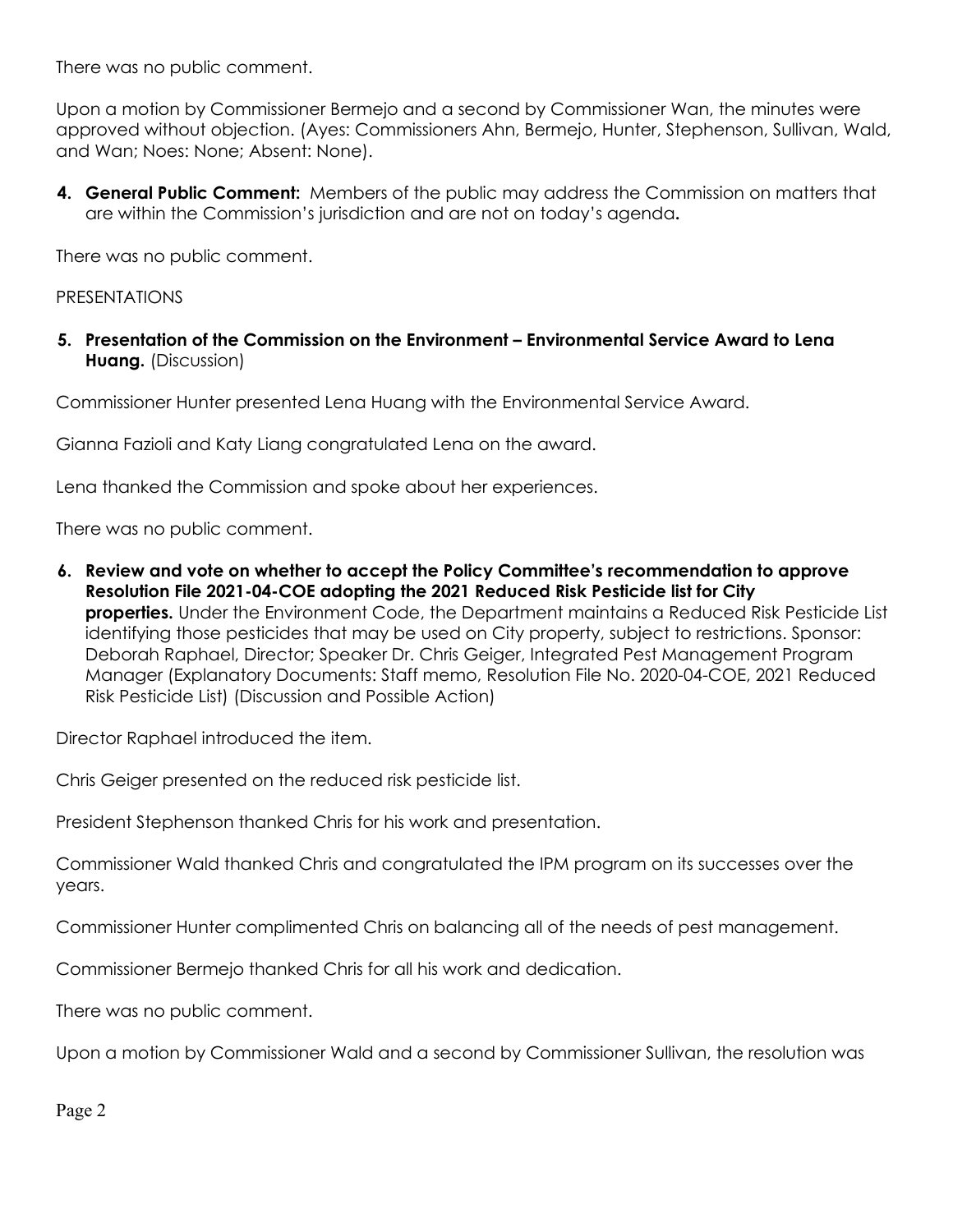There was no public comment.

Upon a motion by Commissioner Bermejo and a second by Commissioner Wan, the minutes were approved without objection. (Ayes: Commissioners Ahn, Bermejo, Hunter, Stephenson, Sullivan, Wald, and Wan; Noes: None; Absent: None).

4. **General Public Comment:** Members of the public may address the Commission on matters that are within the Commission's jurisdiction and are not on today's agenda**.**

There was no public comment.

PRESENTATIONS

5. **Presentation of the Commission on the Environment – Environmental Service Award to Lena Huang.** (Discussion)

Commissioner Hunter presented Lena Huang with the Environmental Service Award.

Gianna Fazioli and Katy Liang congratulated Lena on the award.

Lena thanked the Commission and spoke about her experiences.

There was no public comment.

6. **Review and vote on whether to accept the Policy Committee's recommendation to approve Resolution File 2021-04-COE adopting the 2021 Reduced Risk Pesticide list for City properties.** Under the Environment Code, the Department maintains a Reduced Risk Pesticide List identifying those pesticides that may be used on City property, subject to restrictions. Sponsor: Deborah Raphael, Director; Speaker Dr. Chris Geiger, Integrated Pest Management Program Manager (Explanatory Documents: Staff memo, Resolution File No. 2020-04-COE, 2021 Reduced Risk Pesticide List) (Discussion and Possible Action)

Director Raphael introduced the item.

Chris Geiger presented on the reduced risk pesticide list.

President Stephenson thanked Chris for his work and presentation.

Commissioner Wald thanked Chris and congratulated the IPM program on its successes over the years.

Commissioner Hunter complimented Chris on balancing all of the needs of pest management.

Commissioner Bermejo thanked Chris for all his work and dedication.

There was no public comment.

Upon a motion by Commissioner Wald and a second by Commissioner Sullivan, the resolution was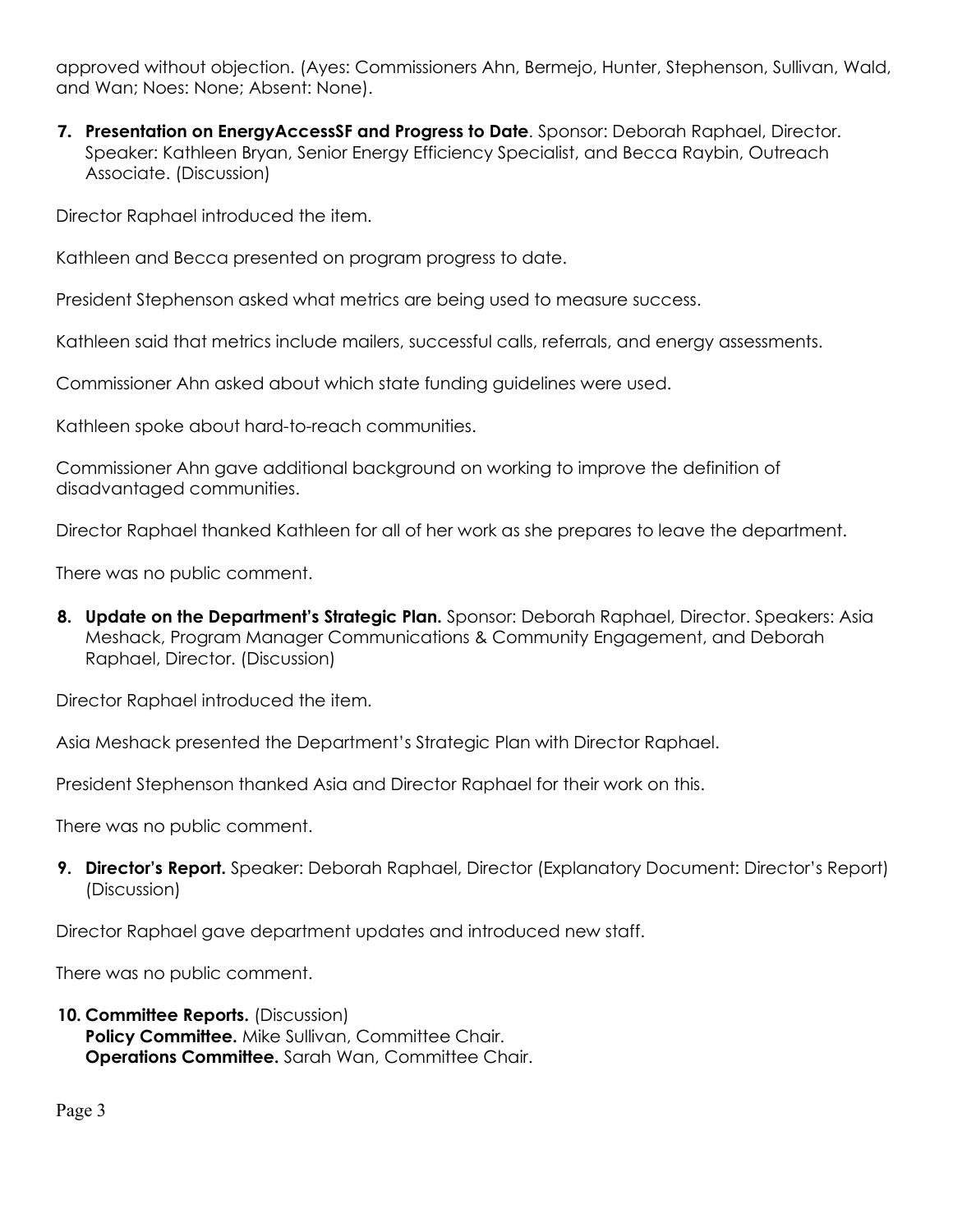approved without objection. (Ayes: Commissioners Ahn, Bermejo, Hunter, Stephenson, Sullivan, Wald, and Wan; Noes: None; Absent: None).

7. **Presentation on EnergyAccessSF and Progress to Date**. Sponsor: Deborah Raphael, Director. Speaker: Kathleen Bryan, Senior Energy Efficiency Specialist, and Becca Raybin, Outreach Associate. (Discussion)

Director Raphael introduced the item.

Kathleen and Becca presented on program progress to date.

President Stephenson asked what metrics are being used to measure success.

Kathleen said that metrics include mailers, successful calls, referrals, and energy assessments.

Commissioner Ahn asked about which state funding guidelines were used.

Kathleen spoke about hard-to-reach communities.

Commissioner Ahn gave additional background on working to improve the definition of disadvantaged communities.

Director Raphael thanked Kathleen for all of her work as she prepares to leave the department.

There was no public comment.

8. **Update on the Department's Strategic Plan.** Sponsor: Deborah Raphael, Director. Speakers: Asia Meshack, Program Manager Communications & Community Engagement, and Deborah Raphael, Director. (Discussion)

Director Raphael introduced the item.

Asia Meshack presented the Department's Strategic Plan with Director Raphael.

President Stephenson thanked Asia and Director Raphael for their work on this.

There was no public comment.

9. **Director's Report.** Speaker: Deborah Raphael, Director (Explanatory Document: Director's Report) (Discussion)

Director Raphael gave department updates and introduced new staff.

There was no public comment.

10. **Committee Reports.** (Discussion)
    **Policy Committee.** Mike Sullivan, Committee Chair.
    **Operations Committee.** Sarah Wan, Committee Chair.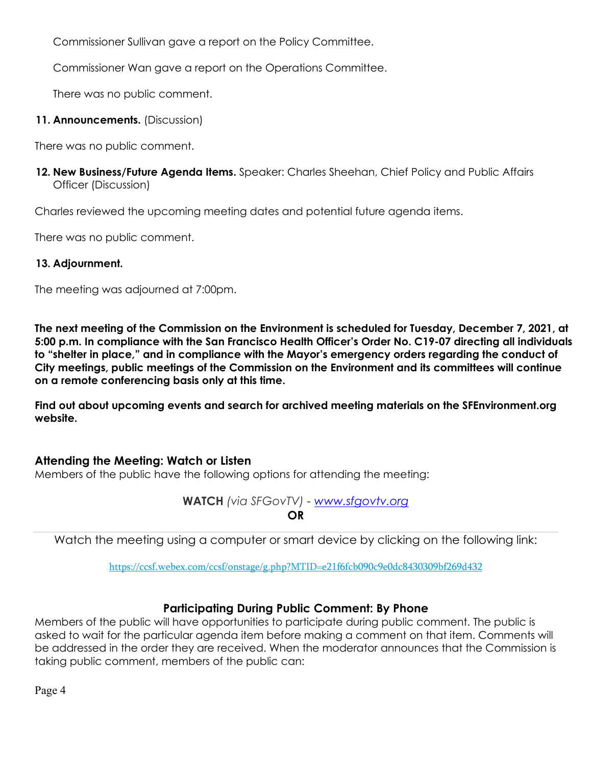Commissioner Sullivan gave a report on the Policy Committee.

Commissioner Wan gave a report on the Operations Committee.

There was no public comment.

**11. Announcements.** (Discussion)

There was no public comment.

**12. New Business/Future Agenda Items.** Speaker: Charles Sheehan, Chief Policy and Public Affairs Officer (Discussion)

Charles reviewed the upcoming meeting dates and potential future agenda items.

There was no public comment.

**13. Adjournment.**

The meeting was adjourned at 7:00pm.

**The next meeting of the Commission on the Environment is scheduled for Tuesday, December 7, 2021, at 5:00 p.m. In compliance with the San Francisco Health Officer's Order No. C19-07 directing all individuals to "shelter in place," and in compliance with the Mayor's emergency orders regarding the conduct of City meetings, public meetings of the Commission on the Environment and its committees will continue on a remote conferencing basis only at this time.**

**Find out about upcoming events and search for archived meeting materials on the SFEnvironment.org website.**

### Attending the Meeting: Watch or Listen

Members of the public have the following options for attending the meeting:

**WATCH** *(via SFGovTV)* - [www.sfgovtv.org](www.sfgovtv.org)

**OR**

---

Watch the meeting using a computer or smart device by clicking on the following link:

[https://ccsf.webex.com/ccsf/onstage/g.php?MTID=e21f6fcb090c9e0dc8430309bf269d432](https://ccsf.webex.com/ccsf/onstage/g.php?MTID=e21f6fcb090c9e0dc8430309bf269d432)

### Participating During Public Comment: By Phone

Members of the public will have opportunities to participate during public comment. The public is asked to wait for the particular agenda item before making a comment on that item. Comments will be addressed in the order they are received. When the moderator announces that the Commission is taking public comment, members of the public can: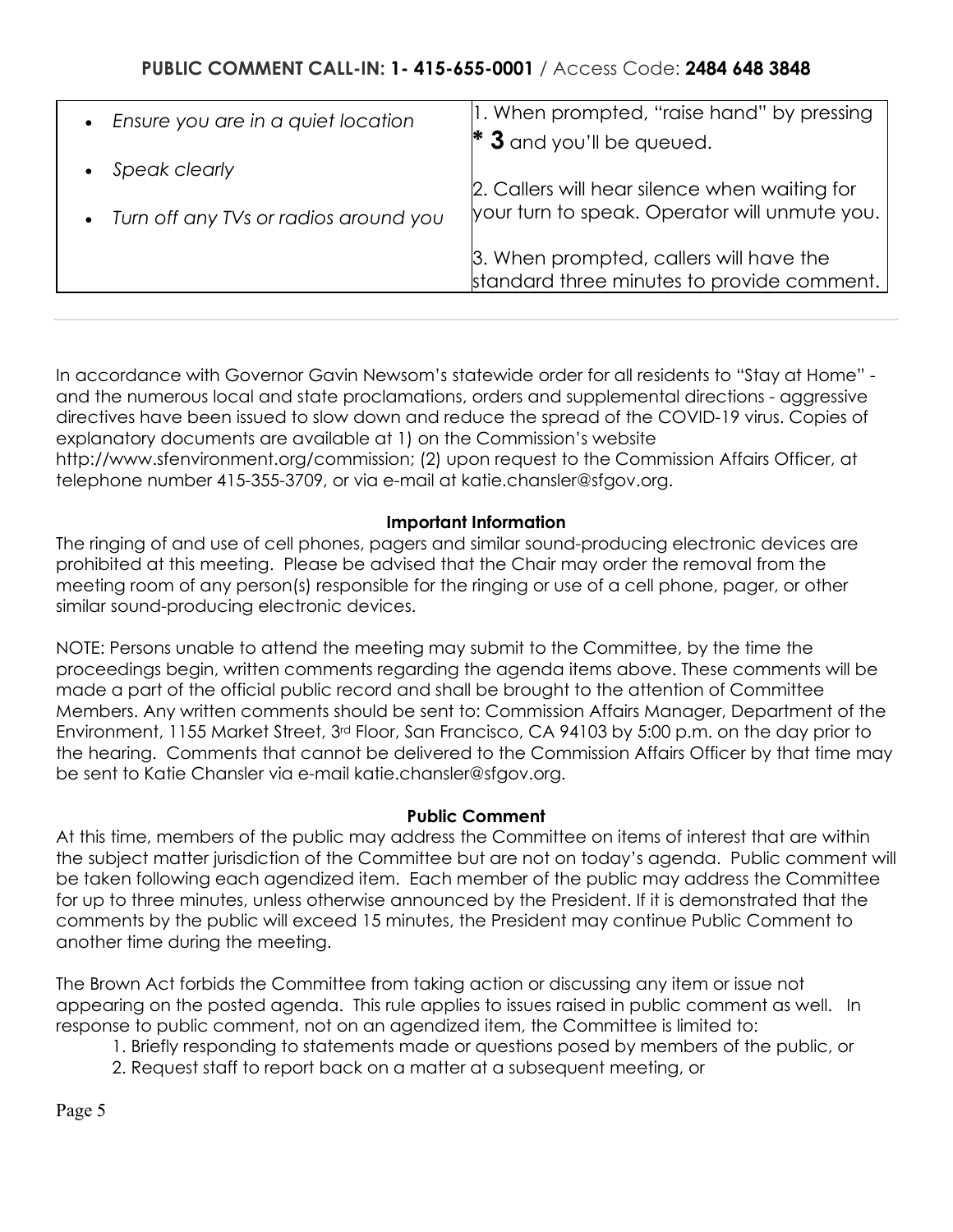**PUBLIC COMMENT CALL-IN: 1- 415-655-0001** / Access Code: **2484 648 3848**

| | |
|---|---|
| • *Ensure you are in a quiet location*<br>• *Speak clearly*<br>• *Turn off any TVs or radios around you* | 1. When prompted, "raise hand" by pressing **\* 3** and you'll be queued.<br>2. Callers will hear silence when waiting for your turn to speak. Operator will unmute you.<br>3. When prompted, callers will have the standard three minutes to provide comment. |

---

In accordance with Governor Gavin Newsom's statewide order for all residents to "Stay at Home" - and the numerous local and state proclamations, orders and supplemental directions - aggressive directives have been issued to slow down and reduce the spread of the COVID-19 virus. Copies of explanatory documents are available at 1) on the Commission's website http://www.sfenvironment.org/commission; (2) upon request to the Commission Affairs Officer, at telephone number 415-355-3709, or via e-mail at katie.chansler@sfgov.org.

**Important Information**

The ringing of and use of cell phones, pagers and similar sound-producing electronic devices are prohibited at this meeting. Please be advised that the Chair may order the removal from the meeting room of any person(s) responsible for the ringing or use of a cell phone, pager, or other similar sound-producing electronic devices.

NOTE: Persons unable to attend the meeting may submit to the Committee, by the time the proceedings begin, written comments regarding the agenda items above. These comments will be made a part of the official public record and shall be brought to the attention of Committee Members. Any written comments should be sent to: Commission Affairs Manager, Department of the Environment, 1155 Market Street, 3rd Floor, San Francisco, CA 94103 by 5:00 p.m. on the day prior to the hearing. Comments that cannot be delivered to the Commission Affairs Officer by that time may be sent to Katie Chansler via e-mail katie.chansler@sfgov.org.

**Public Comment**

At this time, members of the public may address the Committee on items of interest that are within the subject matter jurisdiction of the Committee but are not on today's agenda. Public comment will be taken following each agendized item. Each member of the public may address the Committee for up to three minutes, unless otherwise announced by the President. If it is demonstrated that the comments by the public will exceed 15 minutes, the President may continue Public Comment to another time during the meeting.

The Brown Act forbids the Committee from taking action or discussing any item or issue not appearing on the posted agenda. This rule applies to issues raised in public comment as well. In response to public comment, not on an agendized item, the Committee is limited to:

1. Briefly responding to statements made or questions posed by members of the public, or
2. Request staff to report back on a matter at a subsequent meeting, or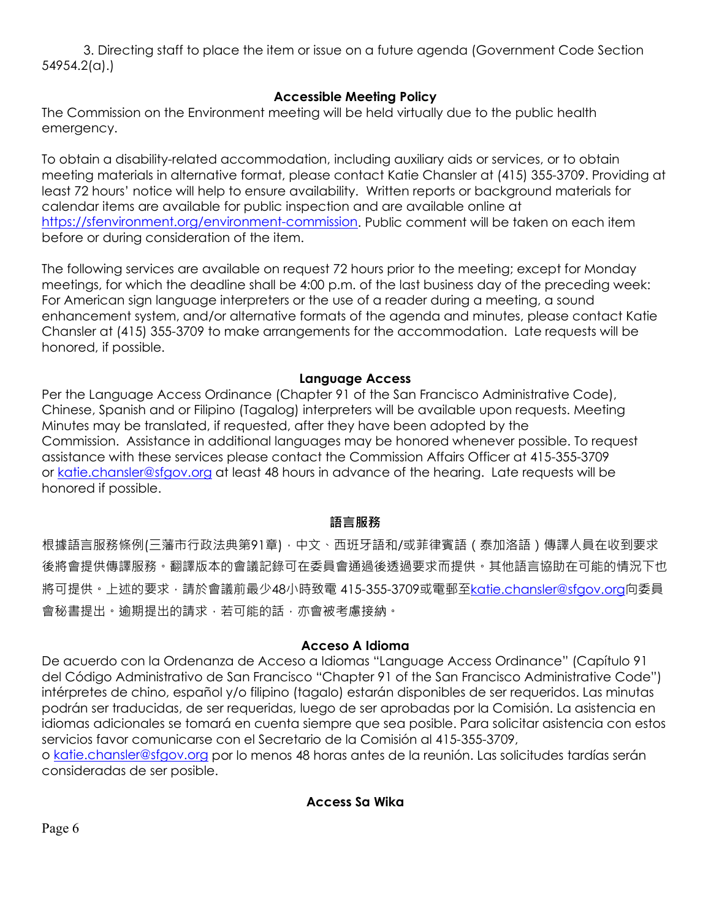3. Directing staff to place the item or issue on a future agenda (Government Code Section 54954.2(a).)

## Accessible Meeting Policy

The Commission on the Environment meeting will be held virtually due to the public health emergency.

To obtain a disability-related accommodation, including auxiliary aids or services, or to obtain meeting materials in alternative format, please contact Katie Chansler at (415) 355-3709. Providing at least 72 hours' notice will help to ensure availability. Written reports or background materials for calendar items are available for public inspection and are available online at https://sfenvironment.org/environment-commission. Public comment will be taken on each item before or during consideration of the item.

The following services are available on request 72 hours prior to the meeting; except for Monday meetings, for which the deadline shall be 4:00 p.m. of the last business day of the preceding week: For American sign language interpreters or the use of a reader during a meeting, a sound enhancement system, and/or alternative formats of the agenda and minutes, please contact Katie Chansler at (415) 355-3709 to make arrangements for the accommodation. Late requests will be honored, if possible.

## Language Access

Per the Language Access Ordinance (Chapter 91 of the San Francisco Administrative Code), Chinese, Spanish and or Filipino (Tagalog) interpreters will be available upon requests. Meeting Minutes may be translated, if requested, after they have been adopted by the Commission. Assistance in additional languages may be honored whenever possible. To request assistance with these services please contact the Commission Affairs Officer at 415-355-3709 or katie.chansler@sfgov.org at least 48 hours in advance of the hearing. Late requests will be honored if possible.

## 語言服務

根據語言服務條例(三藩市行政法典第91章)，中文、西班牙語和/或菲律賓語（泰加洛語）傳譯人員在收到要求後將會提供傳譯服務。翻譯版本的會議記錄可在委員會通過後透過要求而提供。其他語言協助在可能的情況下也將可提供。上述的要求，請於會議前最少48小時致電 415-355-3709或電郵至katie.chansler@sfgov.org向委員會秘書提出。逾期提出的請求，若可能的話，亦會被考慮接納。

## Acceso A Idioma

De acuerdo con la Ordenanza de Acceso a Idiomas "Language Access Ordinance" (Capítulo 91 del Código Administrativo de San Francisco "Chapter 91 of the San Francisco Administrative Code") intérpretes de chino, español y/o filipino (tagalo) estarán disponibles de ser requeridos. Las minutas podrán ser traducidas, de ser requeridas, luego de ser aprobadas por la Comisión. La asistencia en idiomas adicionales se tomará en cuenta siempre que sea posible. Para solicitar asistencia con estos servicios favor comunicarse con el Secretario de la Comisión al 415-355-3709, o katie.chansler@sfgov.org por lo menos 48 horas antes de la reunión. Las solicitudes tardías serán consideradas de ser posible.

## Access Sa Wika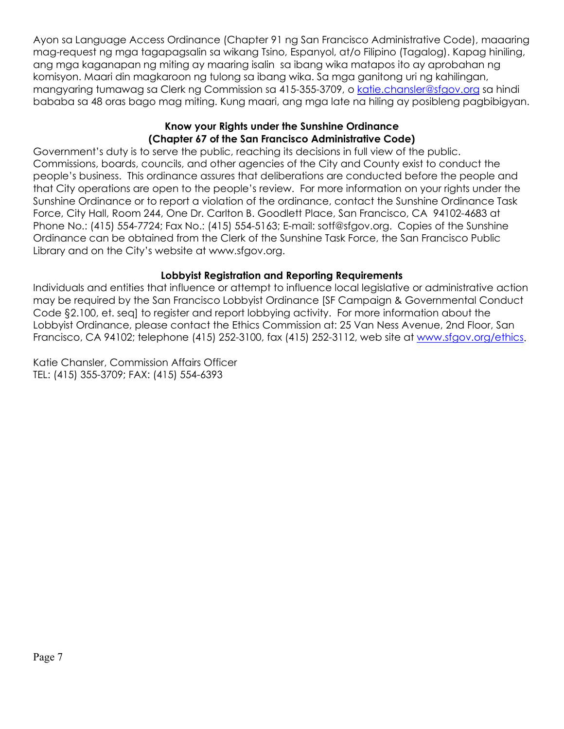Ayon sa Language Access Ordinance (Chapter 91 ng San Francisco Administrative Code), maaaring mag-request ng mga tagapagsalin sa wikang Tsino, Espanyol, at/o Filipino (Tagalog). Kapag hiniling, ang mga kaganapan ng miting ay maaring isalin sa ibang wika matapos ito ay aprobahan ng komisyon. Maari din magkaroon ng tulong sa ibang wika. Sa mga ganitong uri ng kahilingan, mangyaring tumawag sa Clerk ng Commission sa 415-355-3709, o [katie.chansler@sfgov.org](mailto:katie.chansler@sfgov.org) sa hindi bababa sa 48 oras bago mag miting. Kung maari, ang mga late na hiling ay posibleng pagbibigyan.

**Know your Rights under the Sunshine Ordinance**
**(Chapter 67 of the San Francisco Administrative Code)**

Government's duty is to serve the public, reaching its decisions in full view of the public. Commissions, boards, councils, and other agencies of the City and County exist to conduct the people's business. This ordinance assures that deliberations are conducted before the people and that City operations are open to the people's review. For more information on your rights under the Sunshine Ordinance or to report a violation of the ordinance, contact the Sunshine Ordinance Task Force, City Hall, Room 244, One Dr. Carlton B. Goodlett Place, San Francisco, CA 94102-4683 at Phone No.: (415) 554-7724; Fax No.: (415) 554-5163; E-mail: sotf@sfgov.org. Copies of the Sunshine Ordinance can be obtained from the Clerk of the Sunshine Task Force, the San Francisco Public Library and on the City's website at www.sfgov.org.

**Lobbyist Registration and Reporting Requirements**

Individuals and entities that influence or attempt to influence local legislative or administrative action may be required by the San Francisco Lobbyist Ordinance [SF Campaign & Governmental Conduct Code §2.100, et. seq] to register and report lobbying activity. For more information about the Lobbyist Ordinance, please contact the Ethics Commission at: 25 Van Ness Avenue, 2nd Floor, San Francisco, CA 94102; telephone (415) 252-3100, fax (415) 252-3112, web site at [www.sfgov.org/ethics](http://www.sfgov.org/ethics).

Katie Chansler, Commission Affairs Officer
TEL: (415) 355-3709; FAX: (415) 554-6393